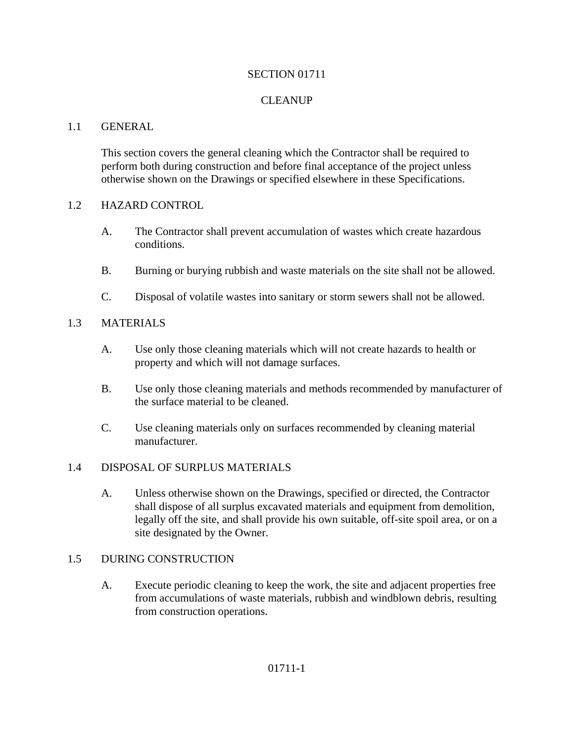# SECTION 01711

# CLEANUP

## 1.1 GENERAL

This section covers the general cleaning which the Contractor shall be required to perform both during construction and before final acceptance of the project unless otherwise shown on the Drawings or specified elsewhere in these Specifications.

## 1.2 HAZARD CONTROL

A. The Contractor shall prevent accumulation of wastes which create hazardous conditions.

B. Burning or burying rubbish and waste materials on the site shall not be allowed.

C. Disposal of volatile wastes into sanitary or storm sewers shall not be allowed.

## 1.3 MATERIALS

A. Use only those cleaning materials which will not create hazards to health or property and which will not damage surfaces.

B. Use only those cleaning materials and methods recommended by manufacturer of the surface material to be cleaned.

C. Use cleaning materials only on surfaces recommended by cleaning material manufacturer.

## 1.4 DISPOSAL OF SURPLUS MATERIALS

A. Unless otherwise shown on the Drawings, specified or directed, the Contractor shall dispose of all surplus excavated materials and equipment from demolition, legally off the site, and shall provide his own suitable, off-site spoil area, or on a site designated by the Owner.

## 1.5 DURING CONSTRUCTION

A. Execute periodic cleaning to keep the work, the site and adjacent properties free from accumulations of waste materials, rubbish and windblown debris, resulting from construction operations.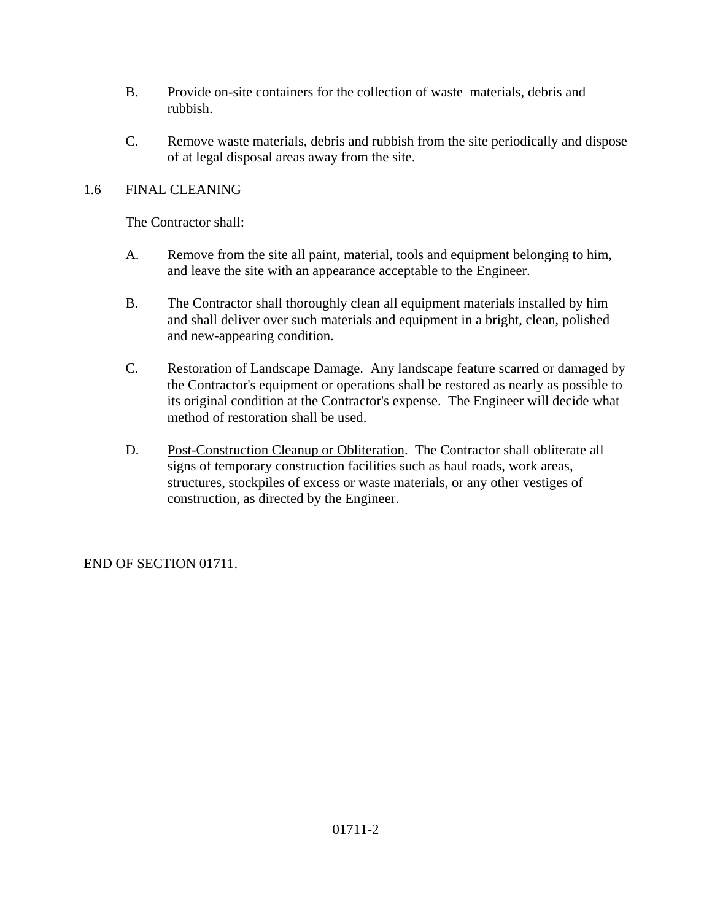B. Provide on-site containers for the collection of waste materials, debris and rubbish.

C. Remove waste materials, debris and rubbish from the site periodically and dispose of at legal disposal areas away from the site.

## 1.6 FINAL CLEANING

The Contractor shall:

A. Remove from the site all paint, material, tools and equipment belonging to him, and leave the site with an appearance acceptable to the Engineer.

B. The Contractor shall thoroughly clean all equipment materials installed by him and shall deliver over such materials and equipment in a bright, clean, polished and new-appearing condition.

C. Restoration of Landscape Damage. Any landscape feature scarred or damaged by the Contractor's equipment or operations shall be restored as nearly as possible to its original condition at the Contractor's expense. The Engineer will decide what method of restoration shall be used.

D. Post-Construction Cleanup or Obliteration. The Contractor shall obliterate all signs of temporary construction facilities such as haul roads, work areas, structures, stockpiles of excess or waste materials, or any other vestiges of construction, as directed by the Engineer.

END OF SECTION 01711.